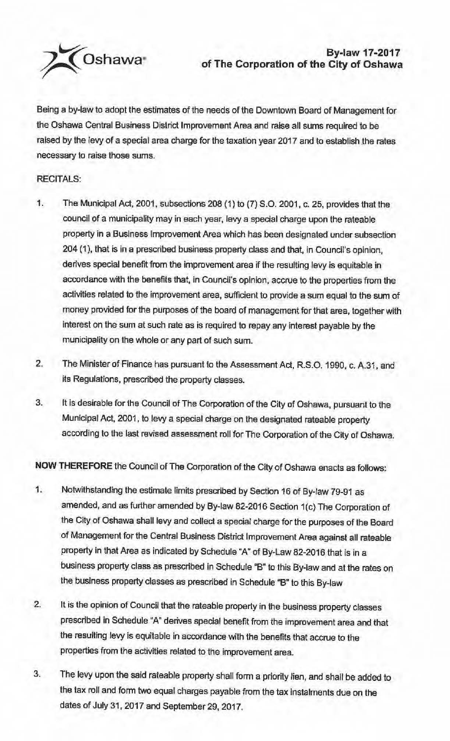Oshawa

# By-law 17-2017 of The Corporation of the City of Oshawa

Being a by-law to adopt the estimates of the needs of the Downtown Board of Management for the Oshawa Central Business District Improvement Area and raise all sums required to be raised by the levy of a special area charge for the taxation year 2017 and to establish the rates necessary to raise those sums.

RECITALS:

1. The Municipal Act, 2001, subsections 208 (1) to (7) S.O. 2001, c. 25, provides that the council of a municipality may in each year, levy a special charge upon the rateable property in a Business Improvement Area which has been designated under subsection 204 (1), that is in a prescribed business property class and that, in Council's opinion, derives special benefit from the improvement area if the resulting levy is equitable in accordance with the benefits that, in Council's opinion, accrue to the properties from the activities related to the improvement area, sufficient to provide a sum equal to the sum of money provided for the purposes of the board of management for that area, together with interest on the sum at such rate as is required to repay any interest payable by the municipality on the whole or any part of such sum.

2. The Minister of Finance has pursuant to the Assessment Act, R.S.O. 1990, c. A.31, and its Regulations, prescribed the property classes.

3. It is desirable for the Council of The Corporation of the City of Oshawa, pursuant to the Municipal Act, 2001, to levy a special charge on the designated rateable property according to the last revised assessment roll for The Corporation of the City of Oshawa.

**NOW THEREFORE** the Council of The Corporation of the City of Oshawa enacts as follows:

1. Notwithstanding the estimate limits prescribed by Section 16 of By-law 79-91 as amended, and as further amended by By-law 82-2016 Section 1(c) The Corporation of the City of Oshawa shall levy and collect a special charge for the purposes of the Board of Management for the Central Business District Improvement Area against all rateable property in that Area as indicated by Schedule "A" of By-Law 82-2016 that is in a business property class as prescribed in Schedule "B" to this By-law and at the rates on the business property classes as prescribed in Schedule "B" to this By-law

2. It is the opinion of Council that the rateable property in the business property classes prescribed in Schedule "A" derives special benefit from the improvement area and that the resulting levy is equitable in accordance with the benefits that accrue to the properties from the activities related to the improvement area.

3. The levy upon the said rateable property shall form a priority lien, and shall be added to the tax roll and form two equal charges payable from the tax instalments due on the dates of July 31, 2017 and September 29, 2017.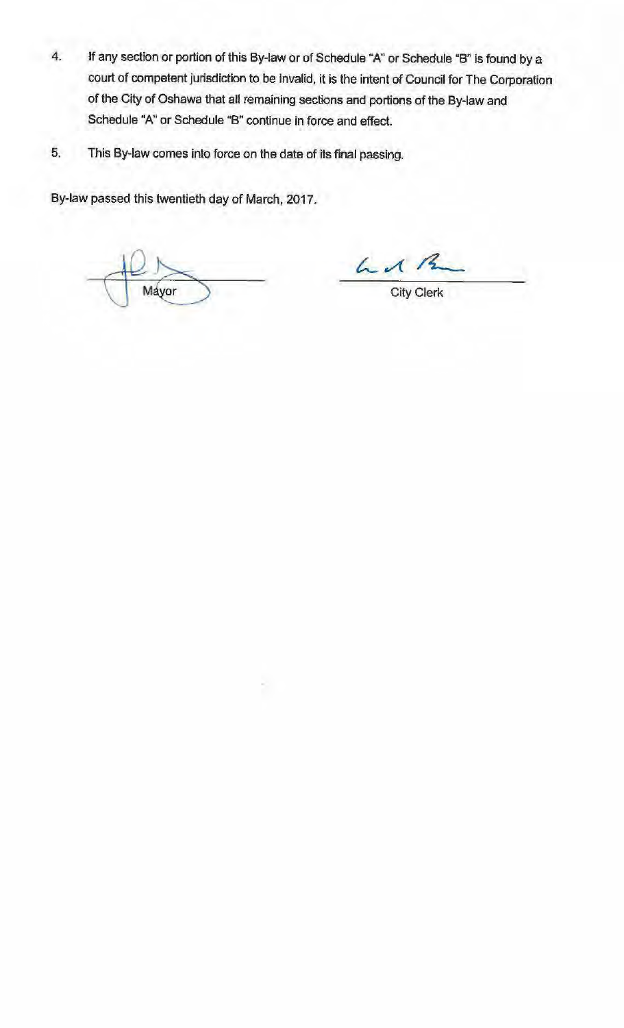4. If any section or portion of this By-law or of Schedule "A" or Schedule "B" is found by a court of competent jurisdiction to be invalid, it is the intent of Council for The Corporation of the City of Oshawa that all remaining sections and portions of the By-law and Schedule "A" or Schedule "B" continue in force and effect.

5. This By-law comes into force on the date of its final passing.

By-law passed this twentieth day of March, 2017.

Mayor

City Clerk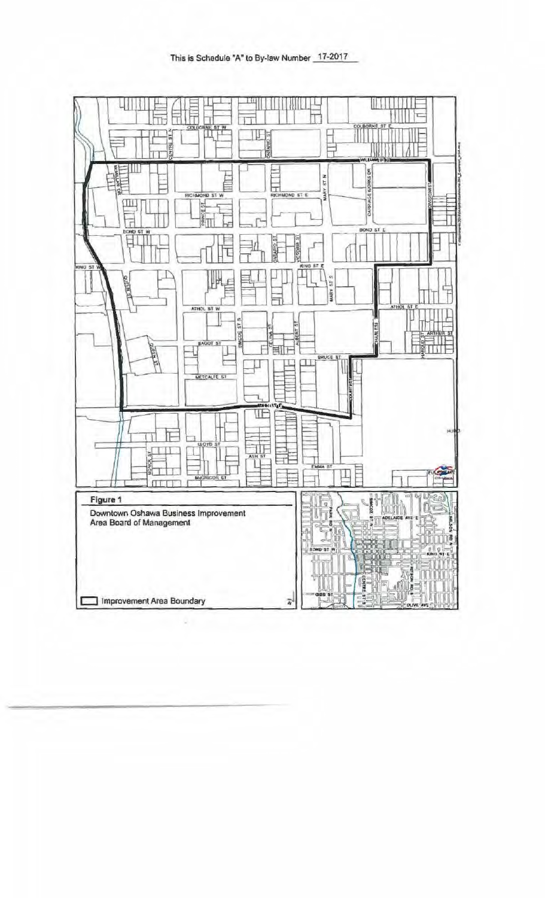This is Schedule "A" to By-law Number 17-2017

Figure 1

Downtown Oshawa Business Improvement Area Board of Management

Improvement Area Boundary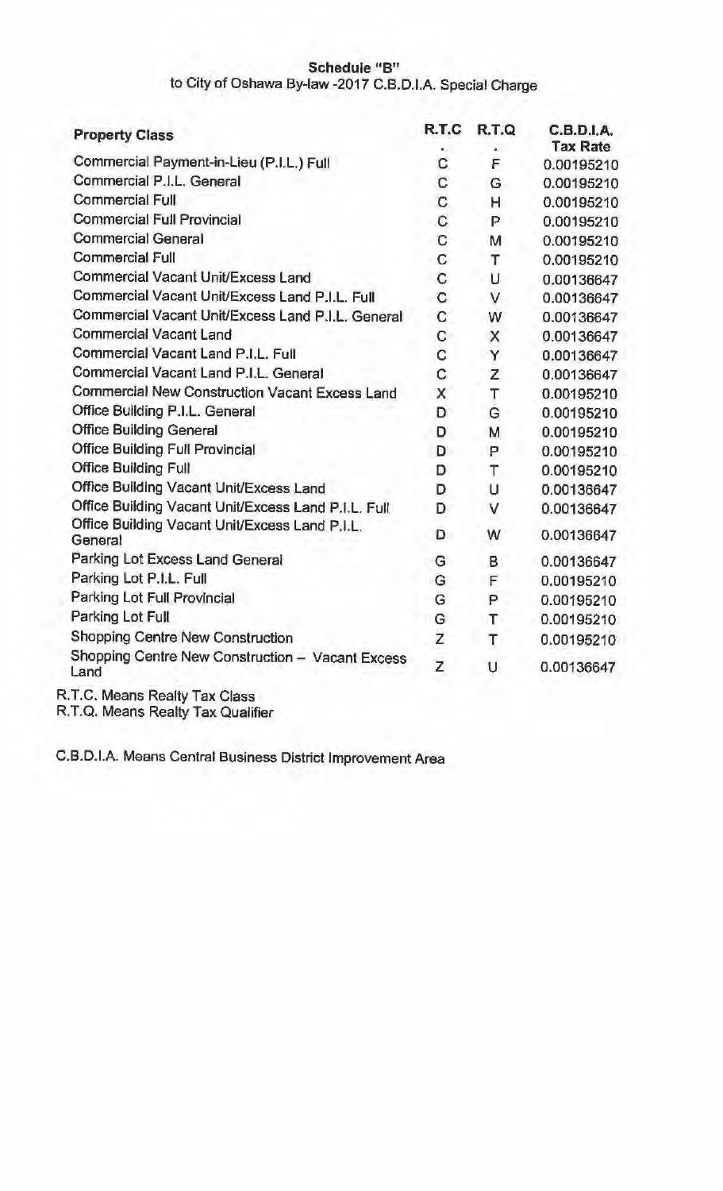**Schedule "B"**
to City of Oshawa By-law -2017 C.B.D.I.A. Special Charge

| Property Class | R.T.C. | R.T.Q. | C.B.D.I.A. Tax Rate |
|---|---|---|---|
| Commercial Payment-in-Lieu (P.I.L.) Full | C | F | 0.00195210 |
| Commercial P.I.L. General | C | G | 0.00195210 |
| Commercial Full | C | H | 0.00195210 |
| Commercial Full Provincial | C | P | 0.00195210 |
| Commercial General | C | M | 0.00195210 |
| Commercial Full | C | T | 0.00195210 |
| Commercial Vacant Unit/Excess Land | C | U | 0.00136647 |
| Commercial Vacant Unit/Excess Land P.I.L. Full | C | V | 0.00136647 |
| Commercial Vacant Unit/Excess Land P.I.L. General | C | W | 0.00136647 |
| Commercial Vacant Land | C | X | 0.00136647 |
| Commercial Vacant Land P.I.L. Full | C | Y | 0.00136647 |
| Commercial Vacant Land P.I.L. General | C | Z | 0.00136647 |
| Commercial New Construction Vacant Excess Land | X | T | 0.00195210 |
| Office Building P.I.L. General | D | G | 0.00195210 |
| Office Building General | D | M | 0.00195210 |
| Office Building Full Provincial | D | P | 0.00195210 |
| Office Building Full | D | T | 0.00195210 |
| Office Building Vacant Unit/Excess Land | D | U | 0.00136647 |
| Office Building Vacant Unit/Excess Land P.I.L. Full | D | V | 0.00136647 |
| Office Building Vacant Unit/Excess Land P.I.L. General | D | W | 0.00136647 |
| Parking Lot Excess Land General | G | B | 0.00136647 |
| Parking Lot P.I.L. Full | G | F | 0.00195210 |
| Parking Lot Full Provincial | G | P | 0.00195210 |
| Parking Lot Full | G | T | 0.00195210 |
| Shopping Centre New Construction | Z | T | 0.00195210 |
| Shopping Centre New Construction – Vacant Excess Land | Z | U | 0.00136647 |

R.T.C. Means Realty Tax Class
R.T.Q. Means Realty Tax Qualifier

C.B.D.I.A. Means Central Business District Improvement Area